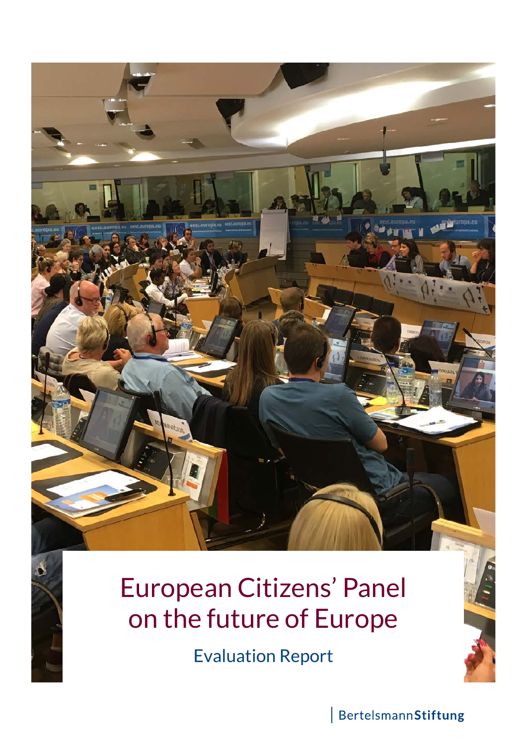# European Citizens' Panel on the future of Europe

## Evaluation Report

BertelsmannStiftung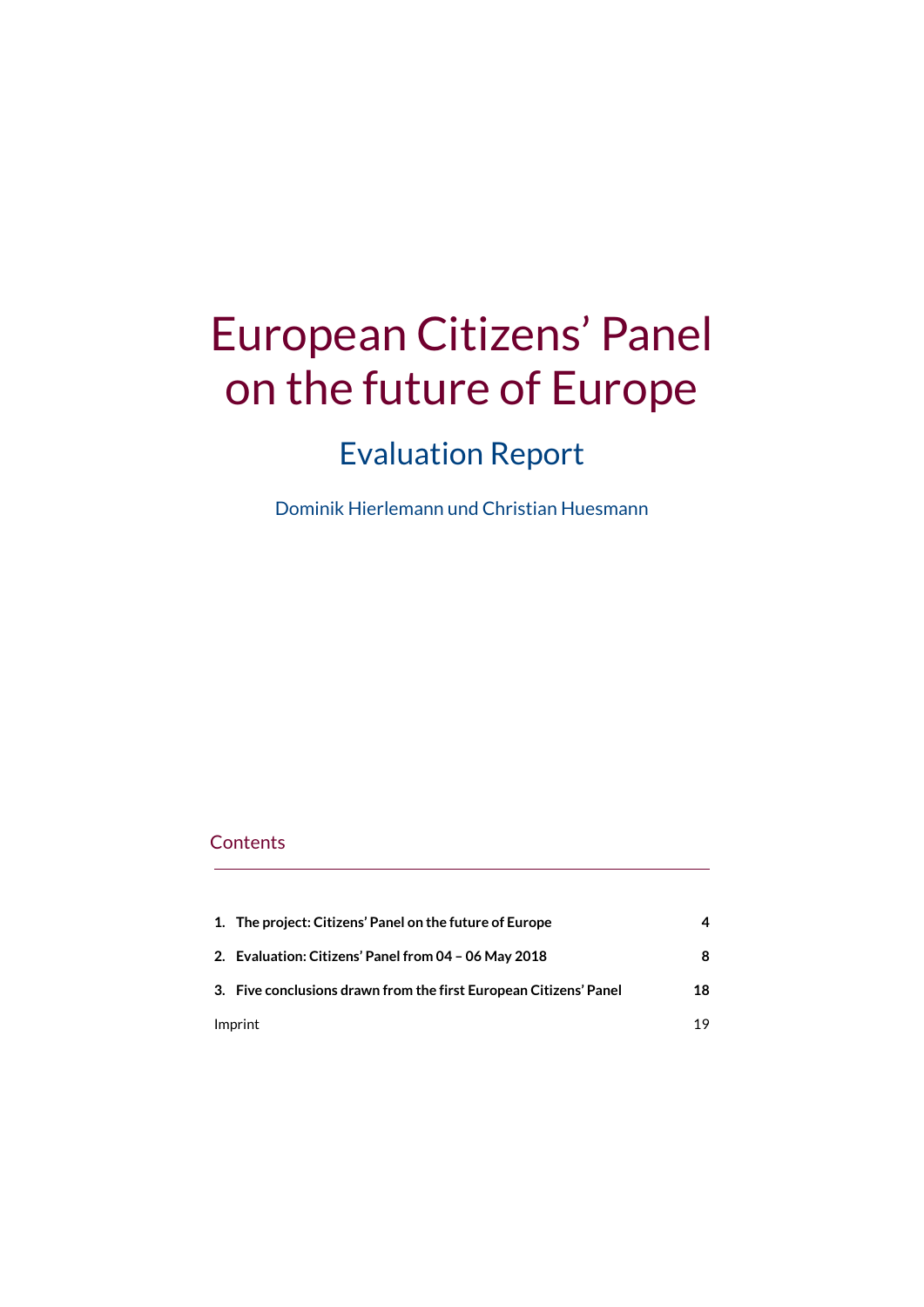# European Citizens' Panel on the future of Europe

## Evaluation Report

Dominik Hierlemann und Christian Huesmann

## Contents

| | |
|---|---|
| **1. The project: Citizens' Panel on the future of Europe** | **4** |
| **2. Evaluation: Citizens' Panel from 04 – 06 May 2018** | **8** |
| **3. Five conclusions drawn from the first European Citizens' Panel** | **18** |
| Imprint | 19 |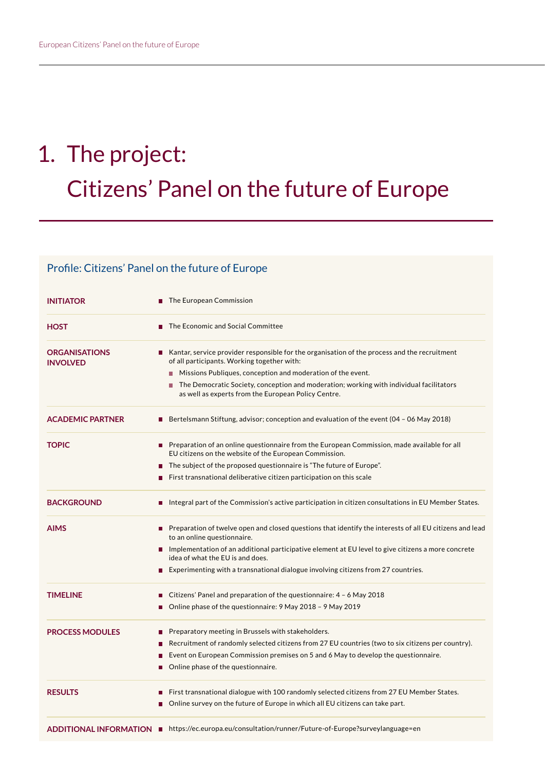# 1. The project: Citizens' Panel on the future of Europe

## Profile: Citizens' Panel on the future of Europe

| | |
|---|---|
| **INITIATOR** | The European Commission |
| **HOST** | The Economic and Social Committee |
| **ORGANISATIONS INVOLVED** | Kantar, service provider responsible for the organisation of the process and the recruitment of all participants. Working together with:<br>– Missions Publiques, conception and moderation of the event.<br>– The Democratic Society, conception and moderation; working with individual facilitators as well as experts from the European Policy Centre. |
| **ACADEMIC PARTNER** | Bertelsmann Stiftung, advisor; conception and evaluation of the event (04 – 06 May 2018) |
| **TOPIC** | – Preparation of an online questionnaire from the European Commission, made available for all EU citizens on the website of the European Commission.<br>– The subject of the proposed questionnaire is "The future of Europe".<br>– First transnational deliberative citizen participation on this scale |
| **BACKGROUND** | Integral part of the Commission's active participation in citizen consultations in EU Member States. |
| **AIMS** | – Preparation of twelve open and closed questions that identify the interests of all EU citizens and lead to an online questionnaire.<br>– Implementation of an additional participative element at EU level to give citizens a more concrete idea of what the EU is and does.<br>– Experimenting with a transnational dialogue involving citizens from 27 countries. |
| **TIMELINE** | – Citizens' Panel and preparation of the questionnaire: 4 – 6 May 2018<br>– Online phase of the questionnaire: 9 May 2018 – 9 May 2019 |
| **PROCESS MODULES** | – Preparatory meeting in Brussels with stakeholders.<br>– Recruitment of randomly selected citizens from 27 EU countries (two to six citizens per country).<br>– Event on European Commission premises on 5 and 6 May to develop the questionnaire.<br>– Online phase of the questionnaire. |
| **RESULTS** | – First transnational dialogue with 100 randomly selected citizens from 27 EU Member States.<br>– Online survey on the future of Europe in which all EU citizens can take part. |
| **ADDITIONAL INFORMATION** | https://ec.europa.eu/consultation/runner/Future-of-Europe?surveylanguage=en |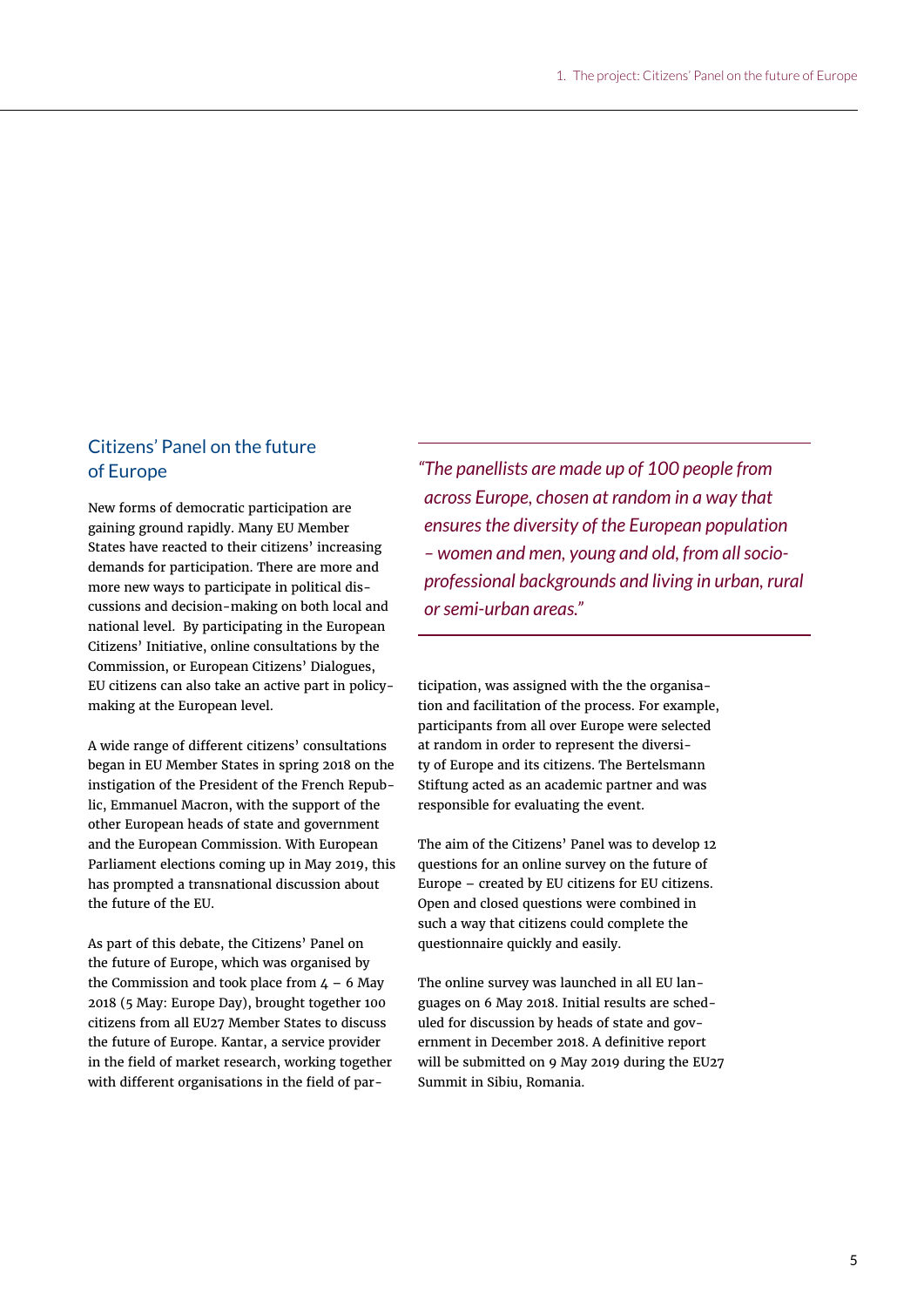## Citizens' Panel on the future of Europe

New forms of democratic participation are gaining ground rapidly. Many EU Member States have reacted to their citizens' increasing demands for participation. There are more and more new ways to participate in political discussions and decision-making on both local and national level. By participating in the European Citizens' Initiative, online consultations by the Commission, or European Citizens' Dialogues, EU citizens can also take an active part in policy-making at the European level.

A wide range of different citizens' consultations began in EU Member States in spring 2018 on the instigation of the President of the French Republic, Emmanuel Macron, with the support of the other European heads of state and government and the European Commission. With European Parliament elections coming up in May 2019, this has prompted a transnational discussion about the future of the EU.

As part of this debate, the Citizens' Panel on the future of Europe, which was organised by the Commission and took place from 4 – 6 May 2018 (5 May: Europe Day), brought together 100 citizens from all EU27 Member States to discuss the future of Europe. Kantar, a service provider in the field of market research, working together with different organisations in the field of participation, was assigned with the the organisation and facilitation of the process. For example, participants from all over Europe were selected at random in order to represent the diversity of Europe and its citizens. The Bertelsmann Stiftung acted as an academic partner and was responsible for evaluating the event.

> *"The panellists are made up of 100 people from across Europe, chosen at random in a way that ensures the diversity of the European population – women and men, young and old, from all socio-professional backgrounds and living in urban, rural or semi-urban areas."*

The aim of the Citizens' Panel was to develop 12 questions for an online survey on the future of Europe – created by EU citizens for EU citizens. Open and closed questions were combined in such a way that citizens could complete the questionnaire quickly and easily.

The online survey was launched in all EU languages on 6 May 2018. Initial results are scheduled for discussion by heads of state and government in December 2018. A definitive report will be submitted on 9 May 2019 during the EU27 Summit in Sibiu, Romania.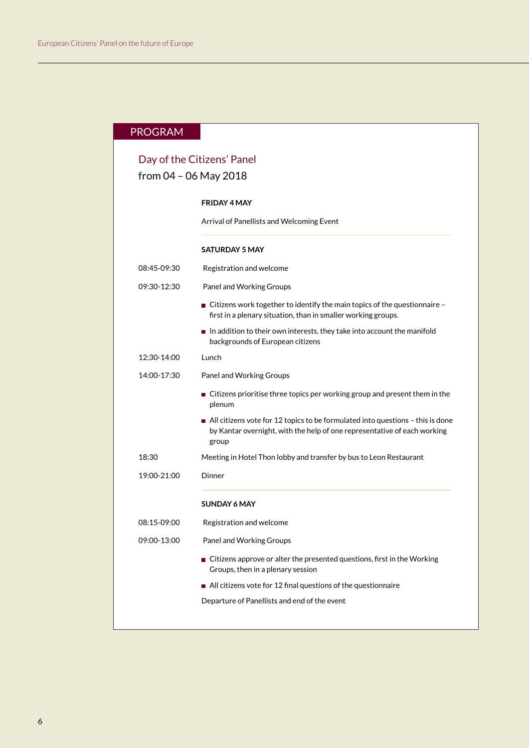## PROGRAM

### Day of the Citizens' Panel
from 04 – 06 May 2018

**FRIDAY 4 MAY**

Arrival of Panellists and Welcoming Event

**SATURDAY 5 MAY**

08:45-09:30 Registration and welcome

09:30-12:30 Panel and Working Groups

- Citizens work together to identify the main topics of the questionnaire – first in a plenary situation, than in smaller working groups.
- In addition to their own interests, they take into account the manifold backgrounds of European citizens

12:30-14:00 Lunch

14:00-17:30 Panel and Working Groups

- Citizens prioritise three topics per working group and present them in the plenum
- All citizens vote for 12 topics to be formulated into questions – this is done by Kantar overnight, with the help of one representative of each working group

18:30 Meeting in Hotel Thon lobby and transfer by bus to Leon Restaurant

19:00-21:00 Dinner

**SUNDAY 6 MAY**

08:15-09:00 Registration and welcome

09:00-13:00 Panel and Working Groups

- Citizens approve or alter the presented questions, first in the Working Groups, then in a plenary session
- All citizens vote for 12 final questions of the questionnaire

Departure of Panellists and end of the event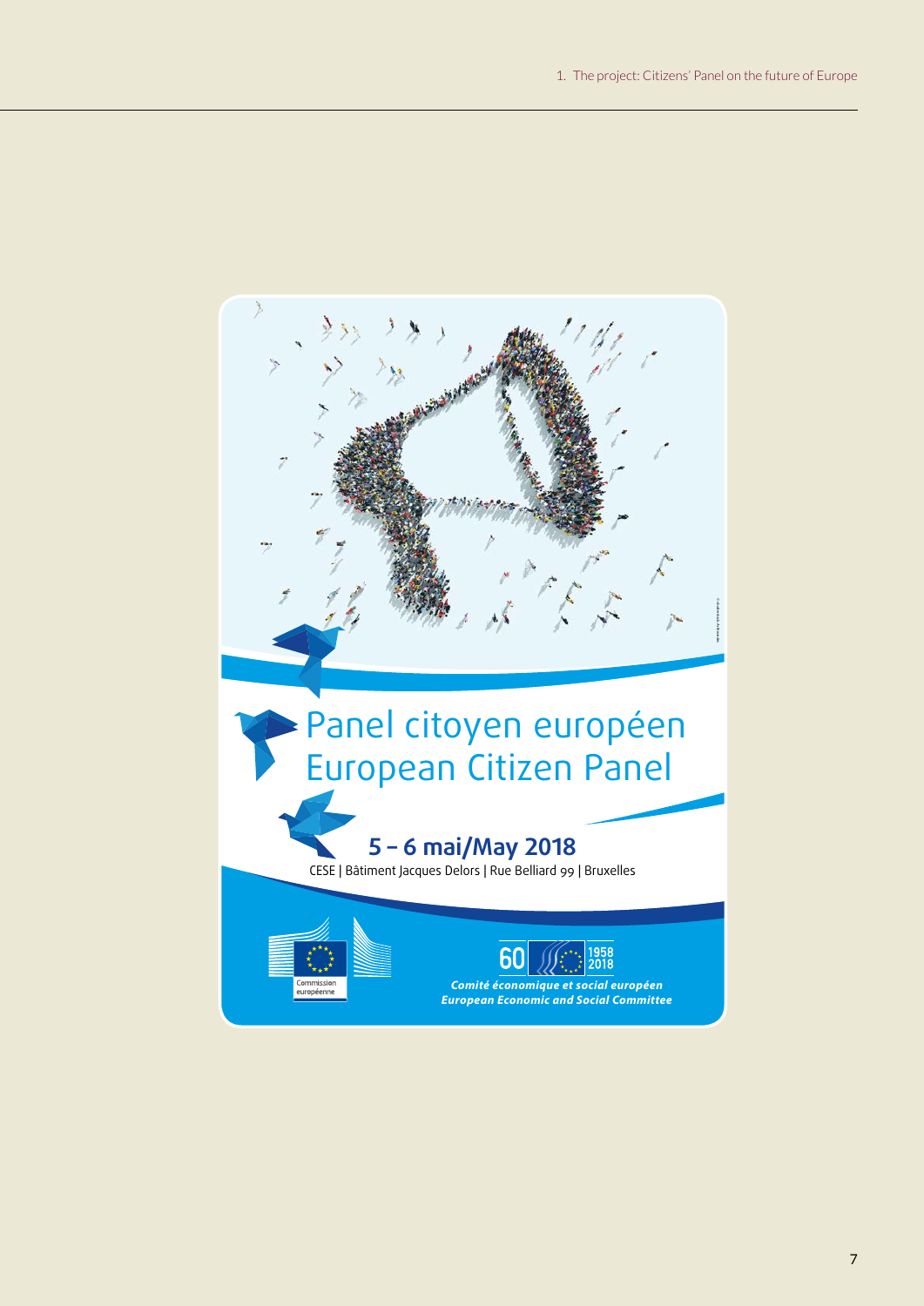# Panel citoyen européen
# European Citizen Panel

**5 – 6 mai/May 2018**

CESE | Bâtiment Jacques Delors | Rue Belliard 99 | Bruxelles

Commission européenne

60 | 1958 2018

***Comité économique et social européen***
***European Economic and Social Committee***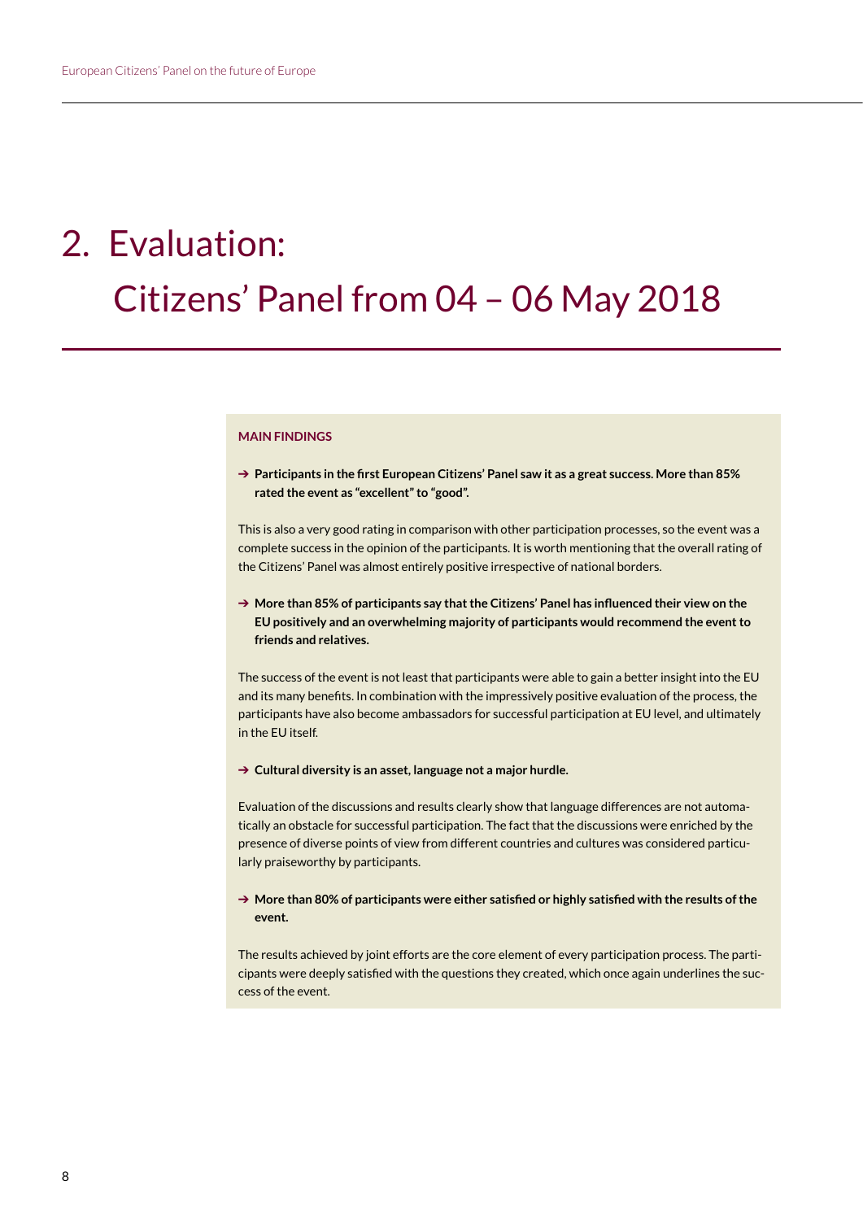# 2. Evaluation: Citizens' Panel from 04 – 06 May 2018

**MAIN FINDINGS**

➔ **Participants in the first European Citizens' Panel saw it as a great success. More than 85% rated the event as "excellent" to "good".**

This is also a very good rating in comparison with other participation processes, so the event was a complete success in the opinion of the participants. It is worth mentioning that the overall rating of the Citizens' Panel was almost entirely positive irrespective of national borders.

➔ **More than 85% of participants say that the Citizens' Panel has influenced their view on the EU positively and an overwhelming majority of participants would recommend the event to friends and relatives.**

The success of the event is not least that participants were able to gain a better insight into the EU and its many benefits. In combination with the impressively positive evaluation of the process, the participants have also become ambassadors for successful participation at EU level, and ultimately in the EU itself.

➔ **Cultural diversity is an asset, language not a major hurdle.**

Evaluation of the discussions and results clearly show that language differences are not automatically an obstacle for successful participation. The fact that the discussions were enriched by the presence of diverse points of view from different countries and cultures was considered particularly praiseworthy by participants.

➔ **More than 80% of participants were either satisfied or highly satisfied with the results of the event.**

The results achieved by joint efforts are the core element of every participation process. The participants were deeply satisfied with the questions they created, which once again underlines the success of the event.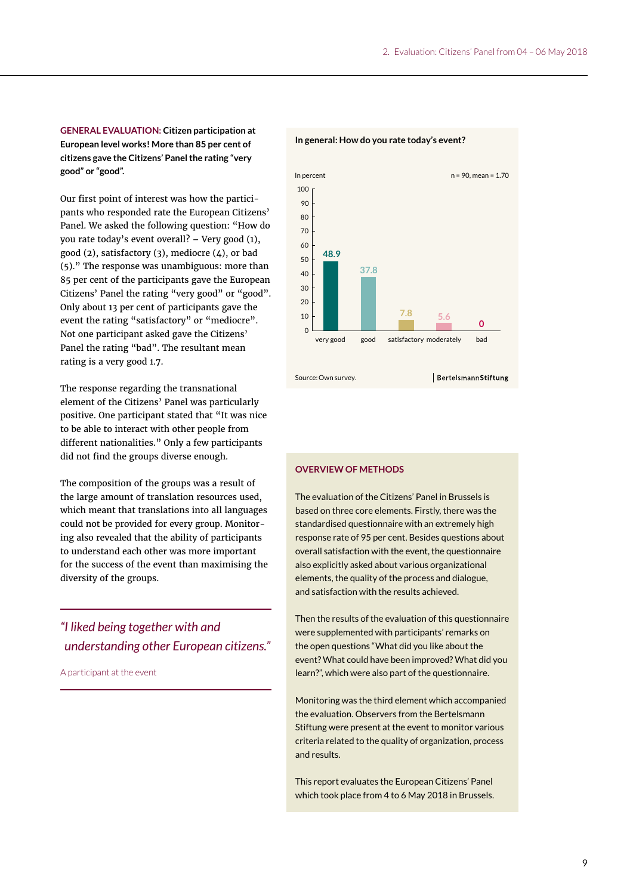**GENERAL EVALUATION: Citizen participation at European level works! More than 85 per cent of citizens gave the Citizens' Panel the rating "very good" or "good".**

Our first point of interest was how the participants who responded rate the European Citizens' Panel. We asked the following question: "How do you rate today's event overall? – Very good (1), good (2), satisfactory (3), mediocre (4), or bad (5)." The response was unambiguous: more than 85 per cent of the participants gave the European Citizens' Panel the rating "very good" or "good". Only about 13 per cent of participants gave the event the rating "satisfactory" or "mediocre". Not one participant asked gave the Citizens' Panel the rating "bad". The resultant mean rating is a very good 1.7.

The response regarding the transnational element of the Citizens' Panel was particularly positive. One participant stated that "It was nice to be able to interact with other people from different nationalities." Only a few participants did not find the groups diverse enough.

The composition of the groups was a result of the large amount of translation resources used, which meant that translations into all languages could not be provided for every group. Monitoring also revealed that the ability of participants to understand each other was more important for the success of the event than maximising the diversity of the groups.

> *"I liked being together with and understanding other European citizens."*
>
> A participant at the event

**In general: How do you rate today's event?**

In percent — n = 90, mean = 1.70

| Rating | Percent |
|---|---|
| very good | 48.9 |
| good | 37.8 |
| satisfactory | 7.8 |
| moderately | 5.6 |
| bad | 0 |

Source: Own survey. | BertelsmannStiftung

## OVERVIEW OF METHODS

The evaluation of the Citizens' Panel in Brussels is based on three core elements. Firstly, there was the standardised questionnaire with an extremely high response rate of 95 per cent. Besides questions about overall satisfaction with the event, the questionnaire also explicitly asked about various organizational elements, the quality of the process and dialogue, and satisfaction with the results achieved.

Then the results of the evaluation of this questionnaire were supplemented with participants' remarks on the open questions "What did you like about the event? What could have been improved? What did you learn?", which were also part of the questionnaire.

Monitoring was the third element which accompanied the evaluation. Observers from the Bertelsmann Stiftung were present at the event to monitor various criteria related to the quality of organization, process and results.

This report evaluates the European Citizens' Panel which took place from 4 to 6 May 2018 in Brussels.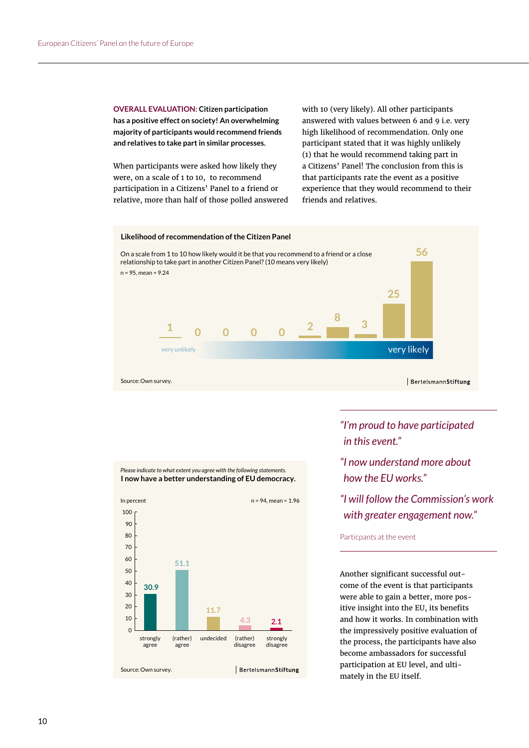**OVERALL EVALUATION: Citizen participation has a positive effect on society! An overwhelming majority of participants would recommend friends and relatives to take part in similar processes.**

When participants were asked how likely they were, on a scale of 1 to 10, to recommend participation in a Citizens' Panel to a friend or relative, more than half of those polled answered with 10 (very likely). All other participants answered with values between 6 and 9 i.e. very high likelihood of recommendation. Only one participant stated that it was highly unlikely (1) that he would recommend taking part in a Citizens' Panel! The conclusion from this is that participants rate the event as a positive experience that they would recommend to their friends and relatives.

**Likelihood of recommendation of the Citizen Panel**

On a scale from 1 to 10 how likely would it be that you recommend to a friend or a close relationship to take part in another Citizen Panel? (10 means very likely)

n = 95, mean = 9.24

| Scale | 1 (very unlikely) | 2 | 3 | 4 | 5 | 6 | 7 | 8 | 9 | 10 (very likely) |
|---|---|---|---|---|---|---|---|---|---|---|
| Count | 1 | 0 | 0 | 0 | 0 | 2 | 8 | 3 | 25 | 56 |

Source: Own survey.

BertelsmannStiftung

*Please indicate to what extent you agree with the following statements.*

**I now have a better understanding of EU democracy.**

In percent

n = 94, mean = 1.96

| strongly agree | (rather) agree | undecided | (rather) disagree | strongly disagree |
|---|---|---|---|---|
| 30.9 | 51.1 | 11.7 | 4.3 | 2.1 |

Source: Own survey.

BertelsmannStiftung

*"I'm proud to have participated in this event."*

*"I now understand more about how the EU works."*

*"I will follow the Commission's work with greater engagement now."*

Particpants at the event

Another significant successful outcome of the event is that participants were able to gain a better, more positive insight into the EU, its benefits and how it works. In combination with the impressively positive evaluation of the process, the participants have also become ambassadors for successful participation at EU level, and ultimately in the EU itself.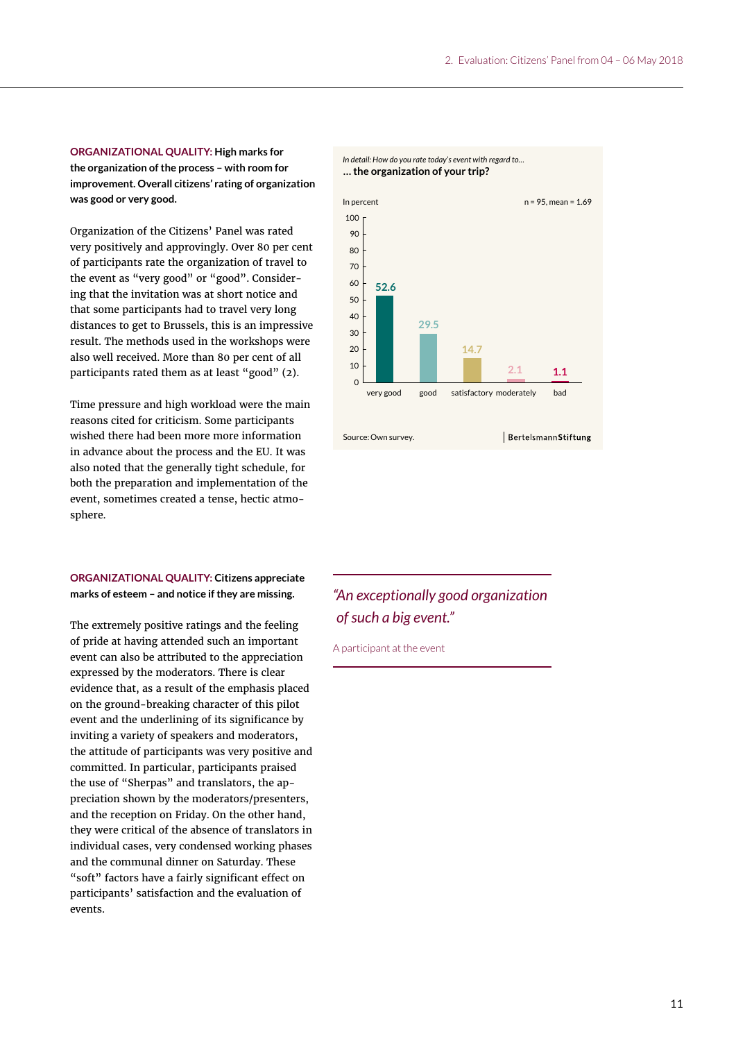**ORGANIZATIONAL QUALITY: High marks for the organization of the process – with room for improvement. Overall citizens' rating of organization was good or very good.**

Organization of the Citizens' Panel was rated very positively and approvingly. Over 80 per cent of participants rate the organization of travel to the event as "very good" or "good". Considering that the invitation was at short notice and that some participants had to travel very long distances to get to Brussels, this is an impressive result. The methods used in the workshops were also well received. More than 80 per cent of all participants rated them as at least "good" (2).

Time pressure and high workload were the main reasons cited for criticism. Some participants wished there had been more more information in advance about the process and the EU. It was also noted that the generally tight schedule, for both the preparation and implementation of the event, sometimes created a tense, hectic atmosphere.

*In detail: How do you rate today's event with regard to...*
**... the organization of your trip?**

In percent — n = 95, mean = 1.69

| very good | good | satisfactory | moderately | bad |
|---|---|---|---|---|
| 52.6 | 29.5 | 14.7 | 2.1 | 1.1 |

Source: Own survey. | BertelsmannStiftung

**ORGANIZATIONAL QUALITY: Citizens appreciate marks of esteem – and notice if they are missing.**

The extremely positive ratings and the feeling of pride at having attended such an important event can also be attributed to the appreciation expressed by the moderators. There is clear evidence that, as a result of the emphasis placed on the ground-breaking character of this pilot event and the underlining of its significance by inviting a variety of speakers and moderators, the attitude of participants was very positive and committed. In particular, participants praised the use of "Sherpas" and translators, the appreciation shown by the moderators/presenters, and the reception on Friday. On the other hand, they were critical of the absence of translators in individual cases, very condensed working phases and the communal dinner on Saturday. These "soft" factors have a fairly significant effect on participants' satisfaction and the evaluation of events.

> *"An exceptionally good organization of such a big event."*
>
> A participant at the event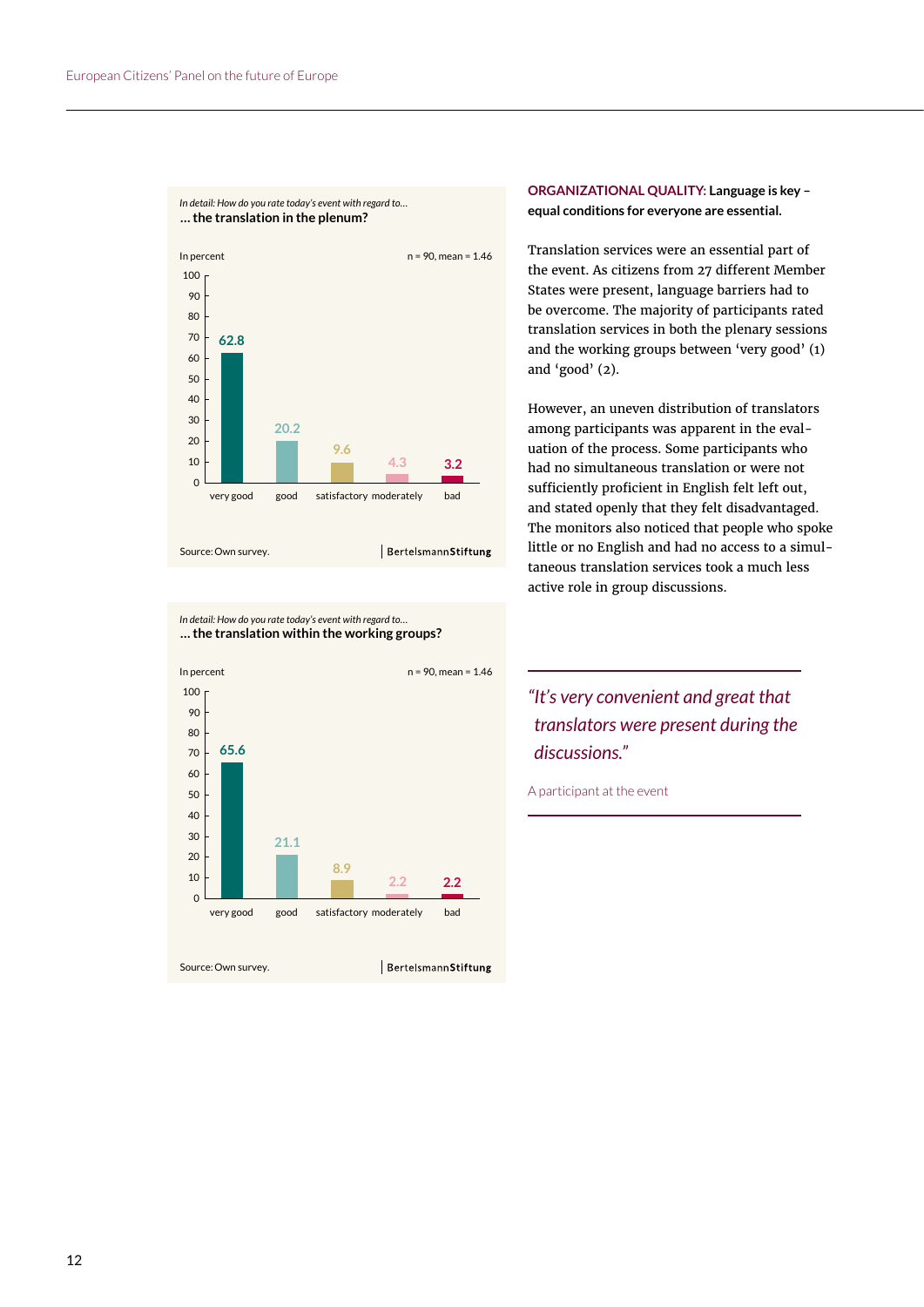*In detail: How do you rate today's event with regard to…*
**… the translation in the plenum?**

In percent — n = 90, mean = 1.46

| very good | good | satisfactory | moderately | bad |
|---|---|---|---|---|
| 62.8 | 20.2 | 9.6 | 4.3 | 3.2 |

Source: Own survey. | BertelsmannStiftung

*In detail: How do you rate today's event with regard to…*
**… the translation within the working groups?**

In percent — n = 90, mean = 1.46

| very good | good | satisfactory | moderately | bad |
|---|---|---|---|---|
| 65.6 | 21.1 | 8.9 | 2.2 | 2.2 |

Source: Own survey. | BertelsmannStiftung

**ORGANIZATIONAL QUALITY: Language is key – equal conditions for everyone are essential.**

Translation services were an essential part of the event. As citizens from 27 different Member States were present, language barriers had to be overcome. The majority of participants rated translation services in both the plenary sessions and the working groups between 'very good' (1) and 'good' (2).

However, an uneven distribution of translators among participants was apparent in the evaluation of the process. Some participants who had no simultaneous translation or were not sufficiently proficient in English felt left out, and stated openly that they felt disadvantaged. The monitors also noticed that people who spoke little or no English and had no access to a simultaneous translation services took a much less active role in group discussions.

> *"It's very convenient and great that translators were present during the discussions."*
>
> A participant at the event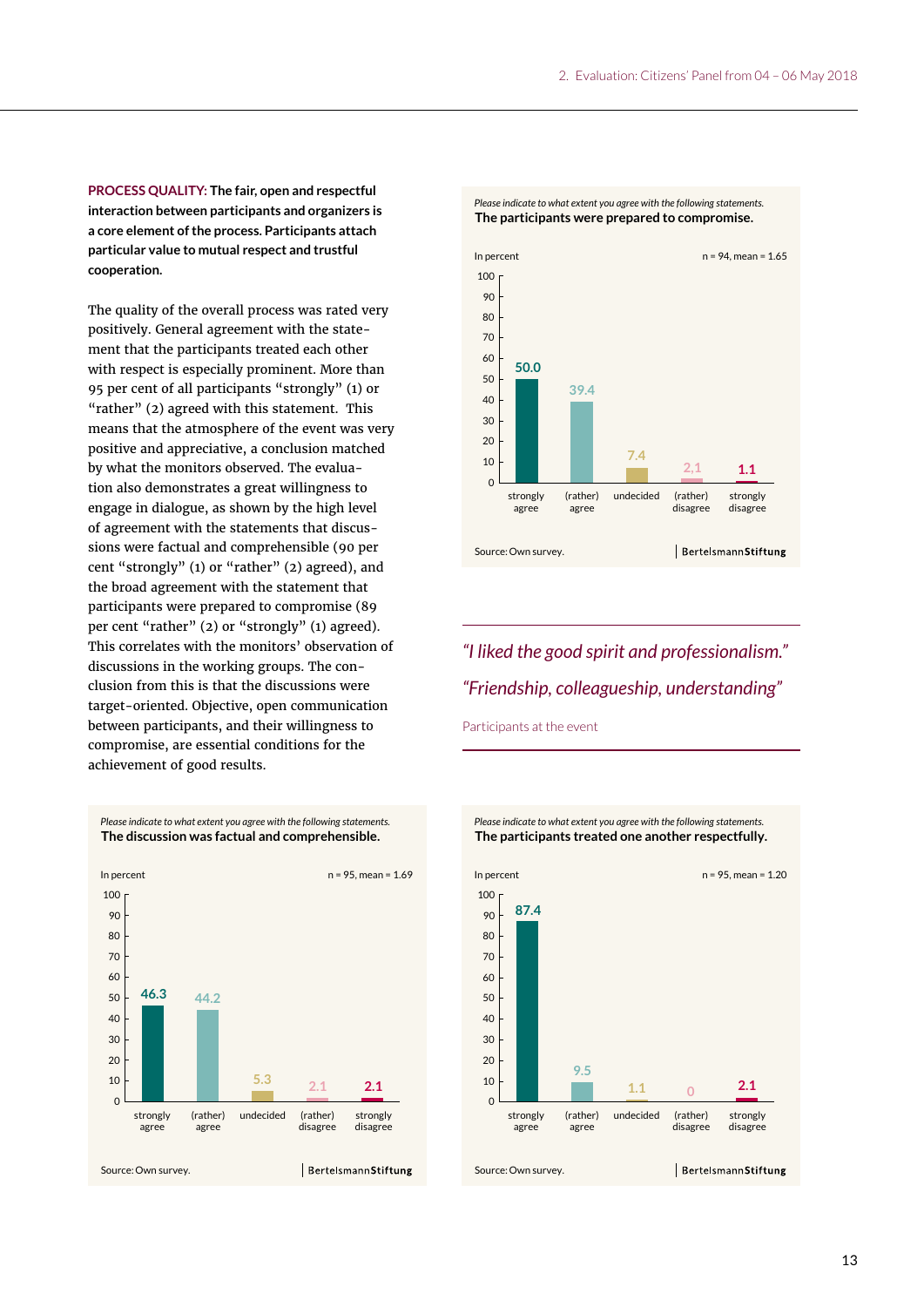**PROCESS QUALITY: The fair, open and respectful interaction between participants and organizers is a core element of the process. Participants attach particular value to mutual respect and trustful cooperation.**

The quality of the overall process was rated very positively. General agreement with the statement that the participants treated each other with respect is especially prominent. More than 95 per cent of all participants "strongly" (1) or "rather" (2) agreed with this statement. This means that the atmosphere of the event was very positive and appreciative, a conclusion matched by what the monitors observed. The evaluation also demonstrates a great willingness to engage in dialogue, as shown by the high level of agreement with the statements that discussions were factual and comprehensible (90 per cent "strongly" (1) or "rather" (2) agreed), and the broad agreement with the statement that participants were prepared to compromise (89 per cent "rather" (2) or "strongly" (1) agreed). This correlates with the monitors' observation of discussions in the working groups. The conclusion from this is that the discussions were target-oriented. Objective, open communication between participants, and their willingness to compromise, are essential conditions for the achievement of good results.

*Please indicate to what extent you agree with the following statements.*
**The participants were prepared to compromise.**

In percent — n = 94, mean = 1.65

| strongly agree | (rather) agree | undecided | (rather) disagree | strongly disagree |
|---|---|---|---|---|
| 50.0 | 39.4 | 7.4 | 2,1 | 1.1 |

Source: Own survey. | BertelsmannStiftung

*"I liked the good spirit and professionalism."*

*"Friendship, colleagueship, understanding"*

Participants at the event

*Please indicate to what extent you agree with the following statements.*
**The discussion was factual and comprehensible.**

In percent — n = 95, mean = 1.69

| strongly agree | (rather) agree | undecided | (rather) disagree | strongly disagree |
|---|---|---|---|---|
| 46.3 | 44.2 | 5.3 | 2.1 | 2.1 |

Source: Own survey. | BertelsmannStiftung

*Please indicate to what extent you agree with the following statements.*
**The participants treated one another respectfully.**

In percent — n = 95, mean = 1.20

| strongly agree | (rather) agree | undecided | (rather) disagree | strongly disagree |
|---|---|---|---|---|
| 87.4 | 9.5 | 1.1 | 0 | 2.1 |

Source: Own survey. | BertelsmannStiftung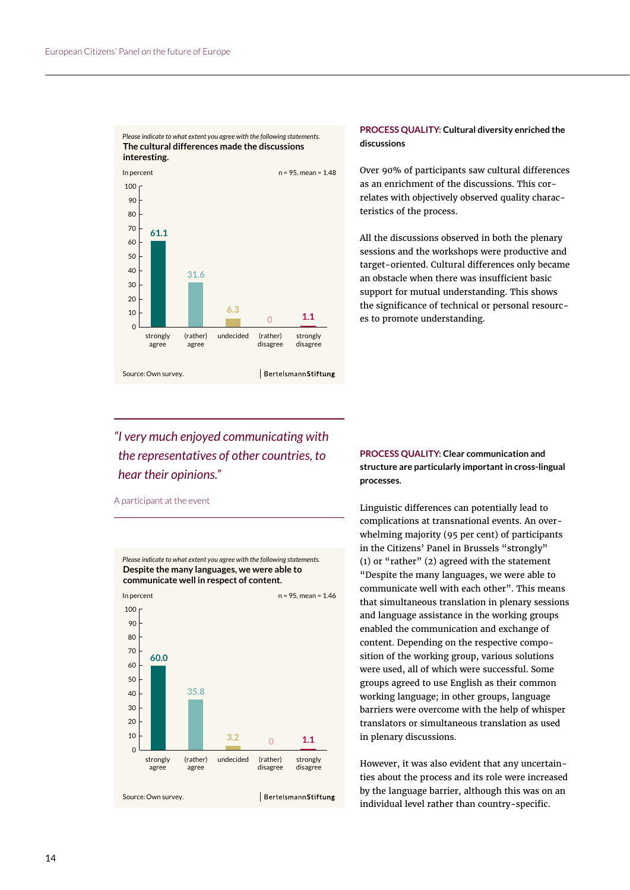**PROCESS QUALITY: Cultural diversity enriched the discussions**

Over 90% of participants saw cultural differences as an enrichment of the discussions. This correlates with objectively observed quality characteristics of the process.

All the discussions observed in both the plenary sessions and the workshops were productive and target-oriented. Cultural differences only became an obstacle when there was insufficient basic support for mutual understanding. This shows the significance of technical or personal resources to promote understanding.

*Please indicate to what extent you agree with the following statements.*

**The cultural differences made the discussions interesting.**

In percent — n = 95, mean = 1.48

| strongly agree | (rather) agree | undecided | (rather) disagree | strongly disagree |
|---|---|---|---|---|
| 61.1 | 31.6 | 6.3 | 0 | 1.1 |

Source: Own survey. | BertelsmannStiftung

> *"I very much enjoyed communicating with the representatives of other countries, to hear their opinions."*
>
> A participant at the event

**PROCESS QUALITY: Clear communication and structure are particularly important in cross-lingual processes.**

Linguistic differences can potentially lead to complications at transnational events. An overwhelming majority (95 per cent) of participants in the Citizens' Panel in Brussels "strongly" (1) or "rather" (2) agreed with the statement "Despite the many languages, we were able to communicate well with each other". This means that simultaneous translation in plenary sessions and language assistance in the working groups enabled the communication and exchange of content. Depending on the respective composition of the working group, various solutions were used, all of which were successful. Some groups agreed to use English as their common working language; in other groups, language barriers were overcome with the help of whisper translators or simultaneous translation as used in plenary discussions.

However, it was also evident that any uncertainties about the process and its role were increased by the language barrier, although this was on an individual level rather than country-specific.

*Please indicate to what extent you agree with the following statements.*

**Despite the many languages, we were able to communicate well in respect of content.**

In percent — n = 95, mean = 1.46

| strongly agree | (rather) agree | undecided | (rather) disagree | strongly disagree |
|---|---|---|---|---|
| 60.0 | 35.8 | 3.2 | 0 | 1.1 |

Source: Own survey. | BertelsmannStiftung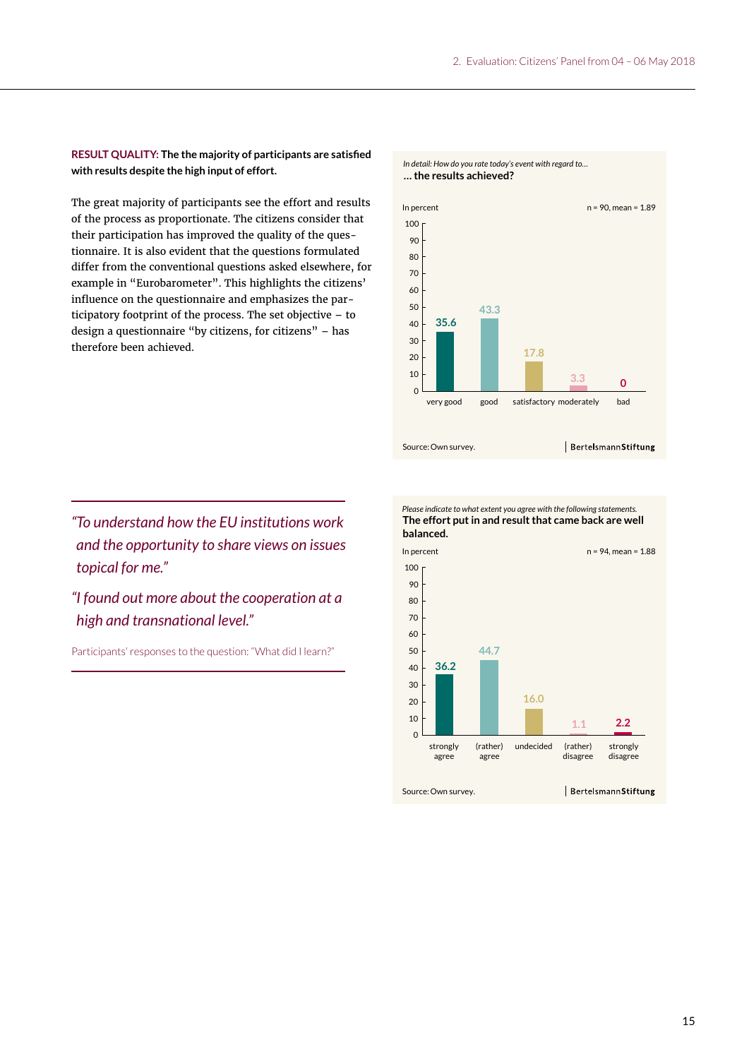**RESULT QUALITY: The the majority of participants are satisfied with results despite the high input of effort.**

The great majority of participants see the effort and results of the process as proportionate. The citizens consider that their participation has improved the quality of the questionnaire. It is also evident that the questions formulated differ from the conventional questions asked elsewhere, for example in "Eurobarometer". This highlights the citizens' influence on the questionnaire and emphasizes the participatory footprint of the process. The set objective – to design a questionnaire "by citizens, for citizens" – has therefore been achieved.

*In detail: How do you rate today's event with regard to…*

**… the results achieved?**

In percent — n = 90, mean = 1.89

| very good | good | satisfactory | moderately | bad |
|---|---|---|---|---|
| 35.6 | 43.3 | 17.8 | 3.3 | 0 |

Source: Own survey. BertelsmannStiftung

> *"To understand how the EU institutions work and the opportunity to share views on issues topical for me."*
>
> *"I found out more about the cooperation at a high and transnational level."*
>
> Participants' responses to the question: "What did I learn?"

*Please indicate to what extent you agree with the following statements.*

**The effort put in and result that came back are well balanced.**

In percent — n = 94, mean = 1.88

| strongly agree | (rather) agree | undecided | (rather) disagree | strongly disagree |
|---|---|---|---|---|
| 36.2 | 44.7 | 16.0 | 1.1 | 2.2 |

Source: Own survey. BertelsmannStiftung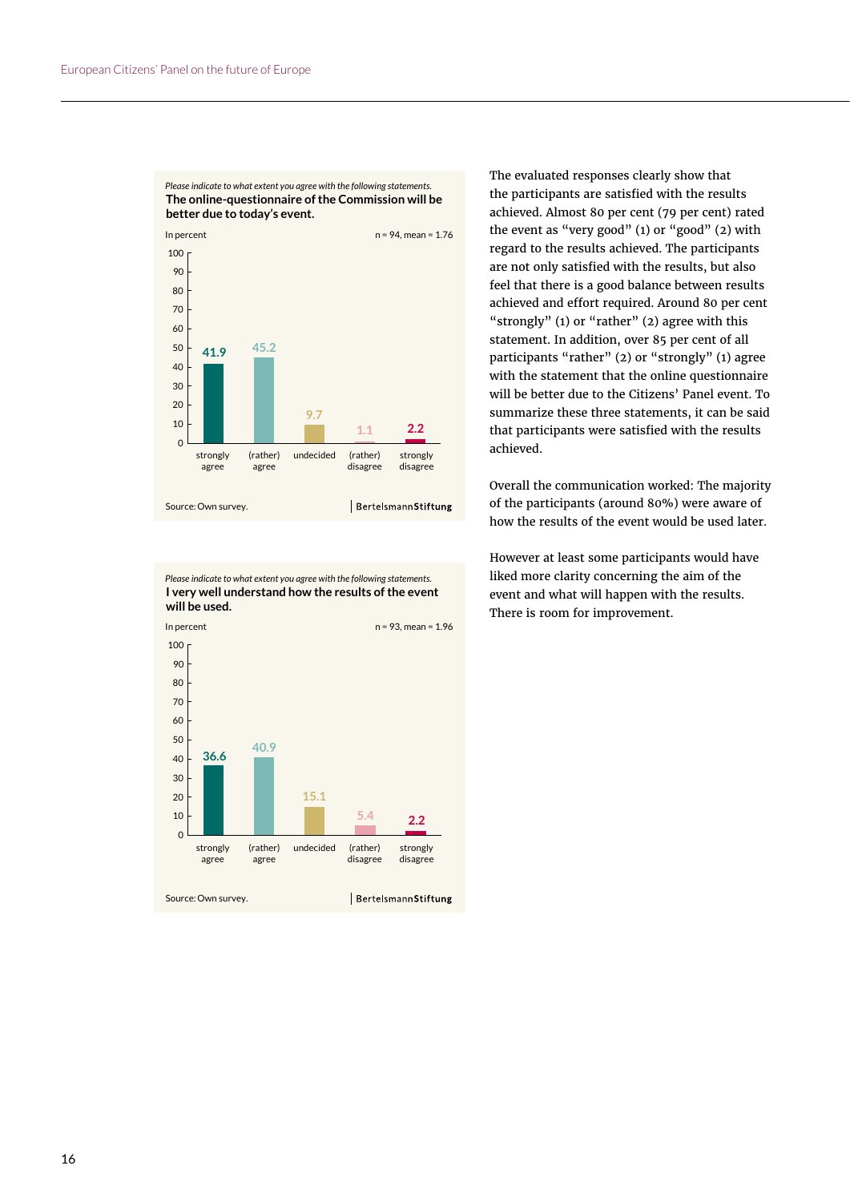*Please indicate to what extent you agree with the following statements.*

**The online-questionnaire of the Commission will be better due to today's event.**

In percent — n = 94, mean = 1.76

| strongly agree | (rather) agree | undecided | (rather) disagree | strongly disagree |
|---|---|---|---|---|
| 41.9 | 45.2 | 9.7 | 1.1 | 2.2 |

Source: Own survey. | BertelsmannStiftung

*Please indicate to what extent you agree with the following statements.*

**I very well understand how the results of the event will be used.**

In percent — n = 93, mean = 1.96

| strongly agree | (rather) agree | undecided | (rather) disagree | strongly disagree |
|---|---|---|---|---|
| 36.6 | 40.9 | 15.1 | 5.4 | 2.2 |

Source: Own survey. | BertelsmannStiftung

The evaluated responses clearly show that the participants are satisfied with the results achieved. Almost 80 per cent (79 per cent) rated the event as "very good" (1) or "good" (2) with regard to the results achieved. The participants are not only satisfied with the results, but also feel that there is a good balance between results achieved and effort required. Around 80 per cent "strongly" (1) or "rather" (2) agree with this statement. In addition, over 85 per cent of all participants "rather" (2) or "strongly" (1) agree with the statement that the online questionnaire will be better due to the Citizens' Panel event. To summarize these three statements, it can be said that participants were satisfied with the results achieved.

Overall the communication worked: The majority of the participants (around 80%) were aware of how the results of the event would be used later.

However at least some participants would have liked more clarity concerning the aim of the event and what will happen with the results. There is room for improvement.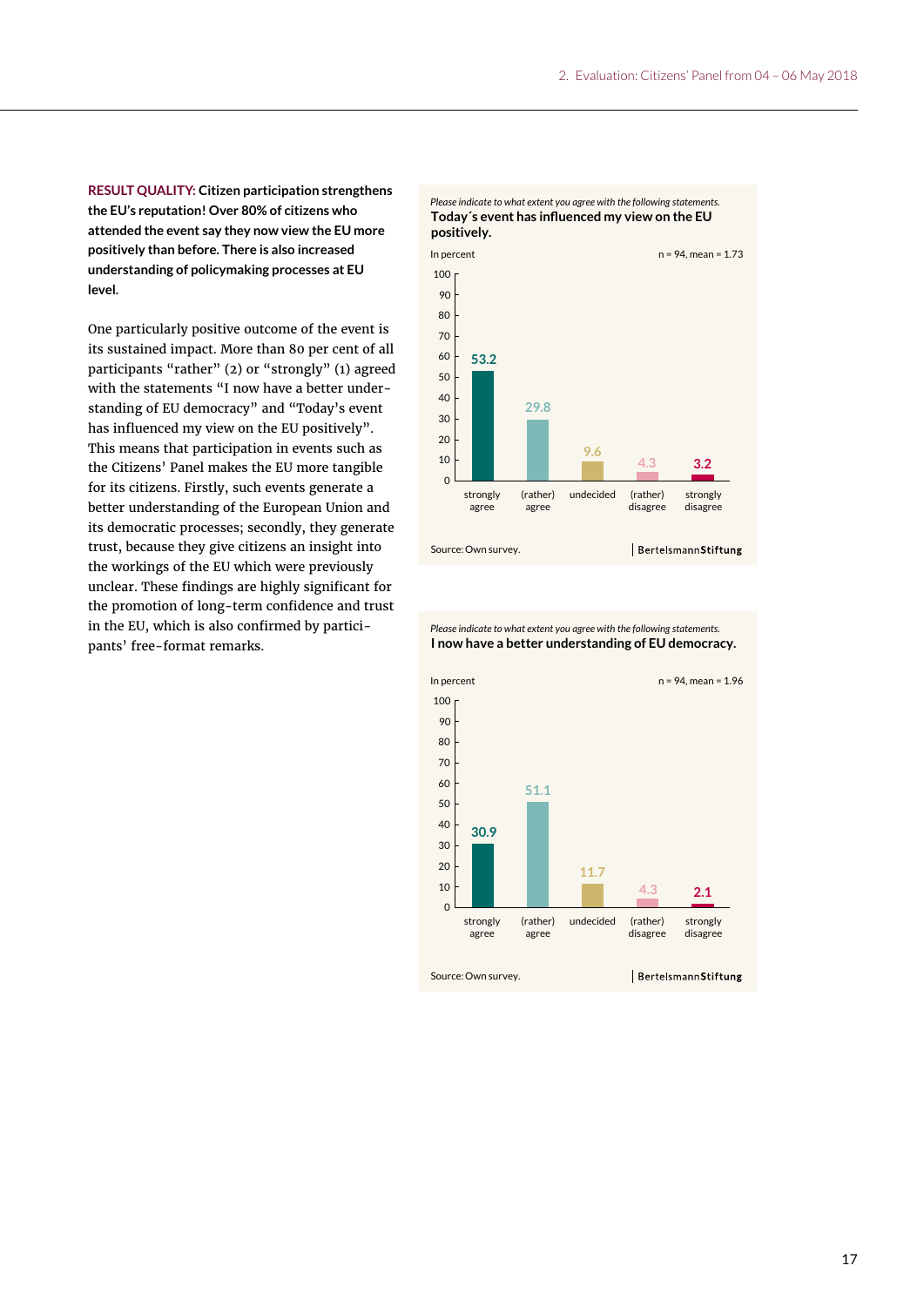**RESULT QUALITY: Citizen participation strengthens the EU's reputation! Over 80% of citizens who attended the event say they now view the EU more positively than before. There is also increased understanding of policymaking processes at EU level.**

One particularly positive outcome of the event is its sustained impact. More than 80 per cent of all participants "rather" (2) or "strongly" (1) agreed with the statements "I now have a better understanding of EU democracy" and "Today's event has influenced my view on the EU positively". This means that participation in events such as the Citizens' Panel makes the EU more tangible for its citizens. Firstly, such events generate a better understanding of the European Union and its democratic processes; secondly, they generate trust, because they give citizens an insight into the workings of the EU which were previously unclear. These findings are highly significant for the promotion of long-term confidence and trust in the EU, which is also confirmed by participants' free-format remarks.

*Please indicate to what extent you agree with the following statements.*

**Today´s event has influenced my view on the EU positively.**

In percent — n = 94, mean = 1.73

| strongly agree | (rather) agree | undecided | (rather) disagree | strongly disagree |
|---|---|---|---|---|
| 53.2 | 29.8 | 9.6 | 4.3 | 3.2 |

Source: Own survey. | BertelsmannStiftung

*Please indicate to what extent you agree with the following statements.*

**I now have a better understanding of EU democracy.**

In percent — n = 94, mean = 1.96

| strongly agree | (rather) agree | undecided | (rather) disagree | strongly disagree |
|---|---|---|---|---|
| 30.9 | 51.1 | 11.7 | 4.3 | 2.1 |

Source: Own survey. | BertelsmannStiftung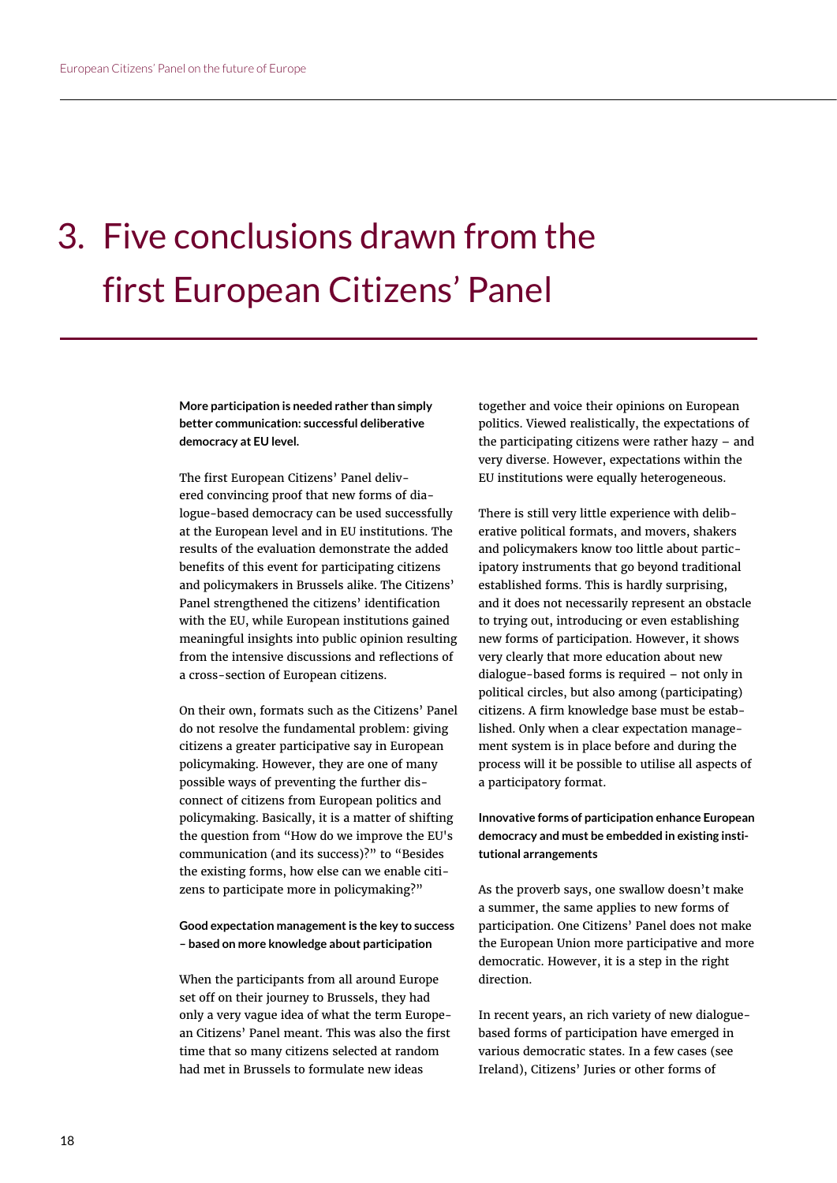# 3. Five conclusions drawn from the first European Citizens' Panel

**More participation is needed rather than simply better communication: successful deliberative democracy at EU level.**

The first European Citizens' Panel delivered convincing proof that new forms of dialogue-based democracy can be used successfully at the European level and in EU institutions. The results of the evaluation demonstrate the added benefits of this event for participating citizens and policymakers in Brussels alike. The Citizens' Panel strengthened the citizens' identification with the EU, while European institutions gained meaningful insights into public opinion resulting from the intensive discussions and reflections of a cross-section of European citizens.

On their own, formats such as the Citizens' Panel do not resolve the fundamental problem: giving citizens a greater participative say in European policymaking. However, they are one of many possible ways of preventing the further disconnect of citizens from European politics and policymaking. Basically, it is a matter of shifting the question from "How do we improve the EU's communication (and its success)?" to "Besides the existing forms, how else can we enable citizens to participate more in policymaking?"

**Good expectation management is the key to success – based on more knowledge about participation**

When the participants from all around Europe set off on their journey to Brussels, they had only a very vague idea of what the term European Citizens' Panel meant. This was also the first time that so many citizens selected at random had met in Brussels to formulate new ideas together and voice their opinions on European politics. Viewed realistically, the expectations of the participating citizens were rather hazy – and very diverse. However, expectations within the EU institutions were equally heterogeneous.

There is still very little experience with deliberative political formats, and movers, shakers and policymakers know too little about participatory instruments that go beyond traditional established forms. This is hardly surprising, and it does not necessarily represent an obstacle to trying out, introducing or even establishing new forms of participation. However, it shows very clearly that more education about new dialogue-based forms is required – not only in political circles, but also among (participating) citizens. A firm knowledge base must be established. Only when a clear expectation management system is in place before and during the process will it be possible to utilise all aspects of a participatory format.

**Innovative forms of participation enhance European democracy and must be embedded in existing institutional arrangements**

As the proverb says, one swallow doesn't make a summer, the same applies to new forms of participation. One Citizens' Panel does not make the European Union more participative and more democratic. However, it is a step in the right direction.

In recent years, an rich variety of new dialogue-based forms of participation have emerged in various democratic states. In a few cases (see Ireland), Citizens' Juries or other forms of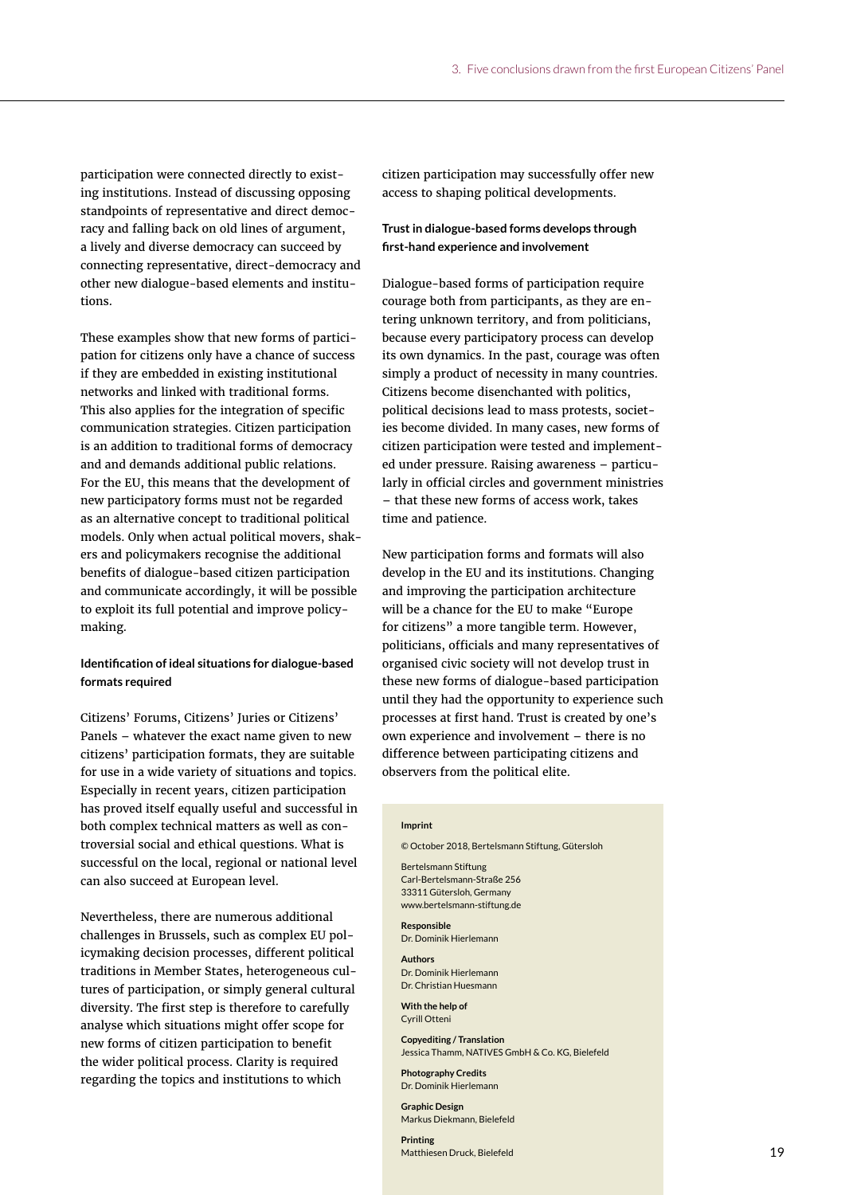participation were connected directly to existing institutions. Instead of discussing opposing standpoints of representative and direct democracy and falling back on old lines of argument, a lively and diverse democracy can succeed by connecting representative, direct-democracy and other new dialogue-based elements and institutions.

These examples show that new forms of participation for citizens only have a chance of success if they are embedded in existing institutional networks and linked with traditional forms. This also applies for the integration of specific communication strategies. Citizen participation is an addition to traditional forms of democracy and and demands additional public relations. For the EU, this means that the development of new participatory forms must not be regarded as an alternative concept to traditional political models. Only when actual political movers, shakers and policymakers recognise the additional benefits of dialogue-based citizen participation and communicate accordingly, it will be possible to exploit its full potential and improve policymaking.

**Identification of ideal situations for dialogue-based formats required**

Citizens' Forums, Citizens' Juries or Citizens' Panels – whatever the exact name given to new citizens' participation formats, they are suitable for use in a wide variety of situations and topics. Especially in recent years, citizen participation has proved itself equally useful and successful in both complex technical matters as well as controversial social and ethical questions. What is successful on the local, regional or national level can also succeed at European level.

Nevertheless, there are numerous additional challenges in Brussels, such as complex EU policymaking decision processes, different political traditions in Member States, heterogeneous cultures of participation, or simply general cultural diversity. The first step is therefore to carefully analyse which situations might offer scope for new forms of citizen participation to benefit the wider political process. Clarity is required regarding the topics and institutions to which citizen participation may successfully offer new access to shaping political developments.

**Trust in dialogue-based forms develops through first-hand experience and involvement**

Dialogue-based forms of participation require courage both from participants, as they are entering unknown territory, and from politicians, because every participatory process can develop its own dynamics. In the past, courage was often simply a product of necessity in many countries. Citizens become disenchanted with politics, political decisions lead to mass protests, societies become divided. In many cases, new forms of citizen participation were tested and implemented under pressure. Raising awareness – particularly in official circles and government ministries – that these new forms of access work, takes time and patience.

New participation forms and formats will also develop in the EU and its institutions. Changing and improving the participation architecture will be a chance for the EU to make "Europe for citizens" a more tangible term. However, politicians, officials and many representatives of organised civic society will not develop trust in these new forms of dialogue-based participation until they had the opportunity to experience such processes at first hand. Trust is created by one's own experience and involvement – there is no difference between participating citizens and observers from the political elite.

**Imprint**

© October 2018, Bertelsmann Stiftung, Gütersloh

Bertelsmann Stiftung
Carl-Bertelsmann-Straße 256
33311 Gütersloh, Germany
www.bertelsmann-stiftung.de

**Responsible**
Dr. Dominik Hierlemann

**Authors**
Dr. Dominik Hierlemann
Dr. Christian Huesmann

**With the help of**
Cyrill Otteni

**Copyediting / Translation**
Jessica Thamm, NATIVES GmbH & Co. KG, Bielefeld

**Photography Credits**
Dr. Dominik Hierlemann

**Graphic Design**
Markus Diekmann, Bielefeld

**Printing**
Matthiesen Druck, Bielefeld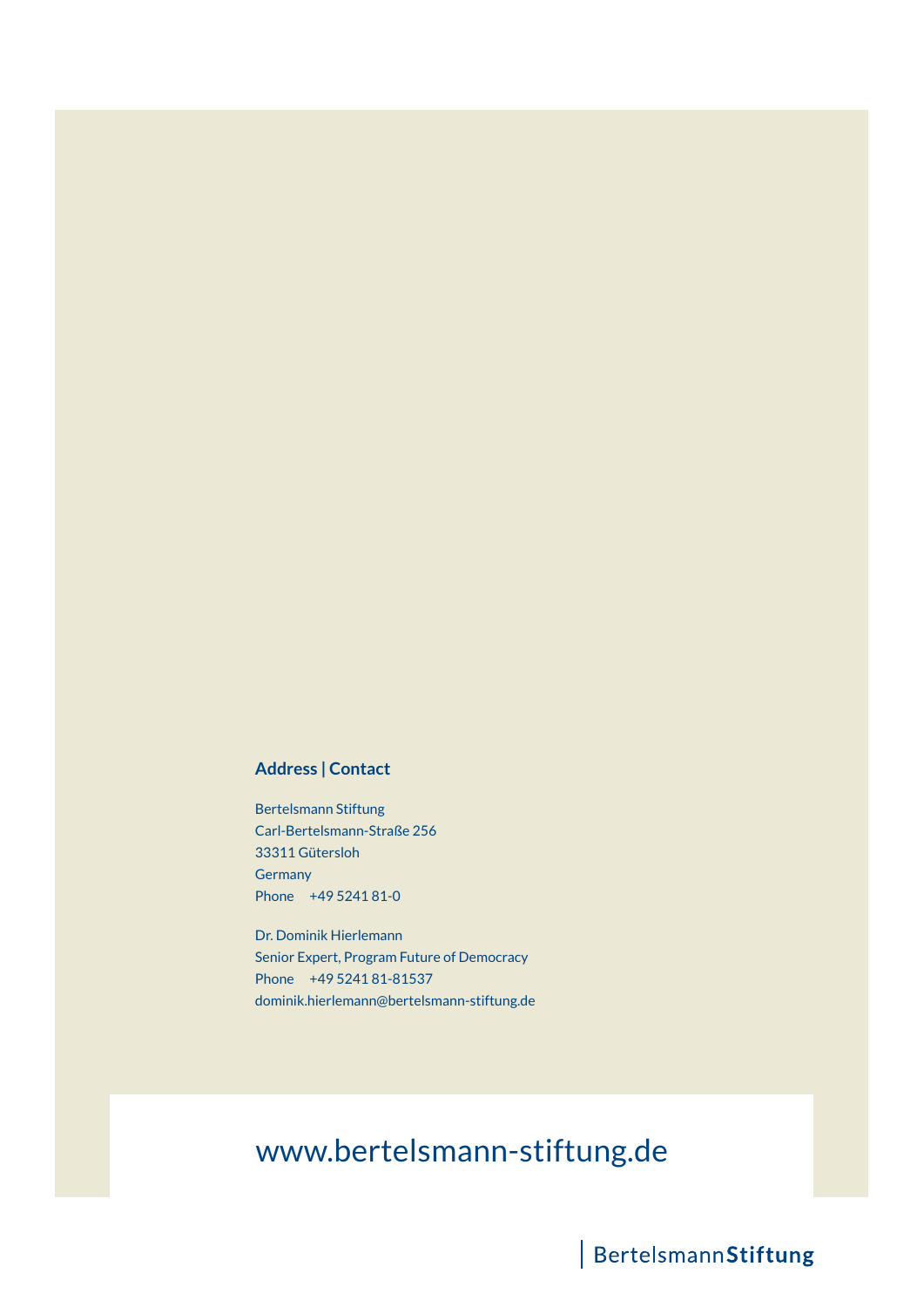**Address | Contact**

Bertelsmann Stiftung
Carl-Bertelsmann-Straße 256
33311 Gütersloh
Germany
Phone +49 5241 81-0

Dr. Dominik Hierlemann
Senior Expert, Program Future of Democracy
Phone +49 5241 81-81537
dominik.hierlemann@bertelsmann-stiftung.de

www.bertelsmann-stiftung.de

BertelsmannStiftung